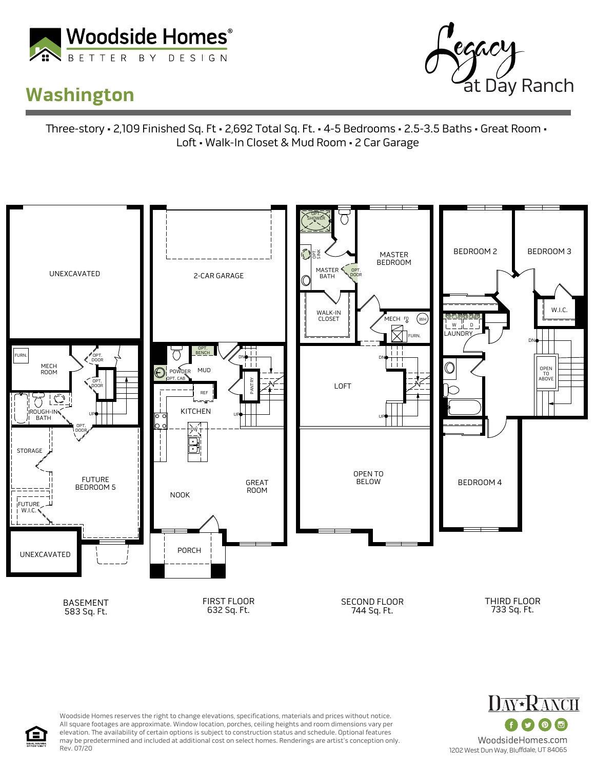Woodside Homes®
BETTER BY DESIGN

# Washington

Legacy at Day Ranch

Three-story • 2,109 Finished Sq. Ft • 2,692 Total Sq. Ft. • 4-5 Bedrooms • 2.5-3.5 Baths • Great Room • Loft • Walk-In Closet & Mud Room • 2 Car Garage

**BASEMENT**
583 Sq. Ft.

UNEXCAVATED, FURN., MECH ROOM, OPT. DOOR, OPT. DOOR, ROUGH-IN BATH, UP, OPT. DOOR, STORAGE, FUTURE BEDROOM 5, FUTURE W.I.C., UNEXCAVATED

**FIRST FLOOR**
632 Sq. Ft.

2-CAR GARAGE, OPT. BENCH, POWDER, OPT. CAB, MUD, DN, PANTRY, REF, KITCHEN, UP, DW, NOOK, GREAT ROOM, PORCH

**SECOND FLOOR**
744 Sq. Ft.

OPT. SHOWER, OPT. SINK, MASTER BATH, OPT. DOOR, MASTER BEDROOM, WALK-IN CLOSET, MECH, FD, WH, FURN., DN, LOFT, UP, OPEN TO BELOW

**THIRD FLOOR**
733 Sq. Ft.

BEDROOM 2, BEDROOM 3, W.I.C., OPT. UPPER CABS, W, D, LAUNDRY, DN, OPEN TO ABOVE, BEDROOM 4

Woodside Homes reserves the right to change elevations, specifications, materials and prices without notice. All square footages are approximate. Window location, porches, ceiling heights and room dimensions vary per elevation. The availability of certain options is subject to construction status and schedule. Optional features may be predetermined and included at additional cost on select homes. Renderings are artist's conception only. Rev. 07/20

EQUAL HOUSING OPPORTUNITY

DAY★RANCH

WoodsideHomes.com
1202 West Dun Way, Bluffdale, UT 84065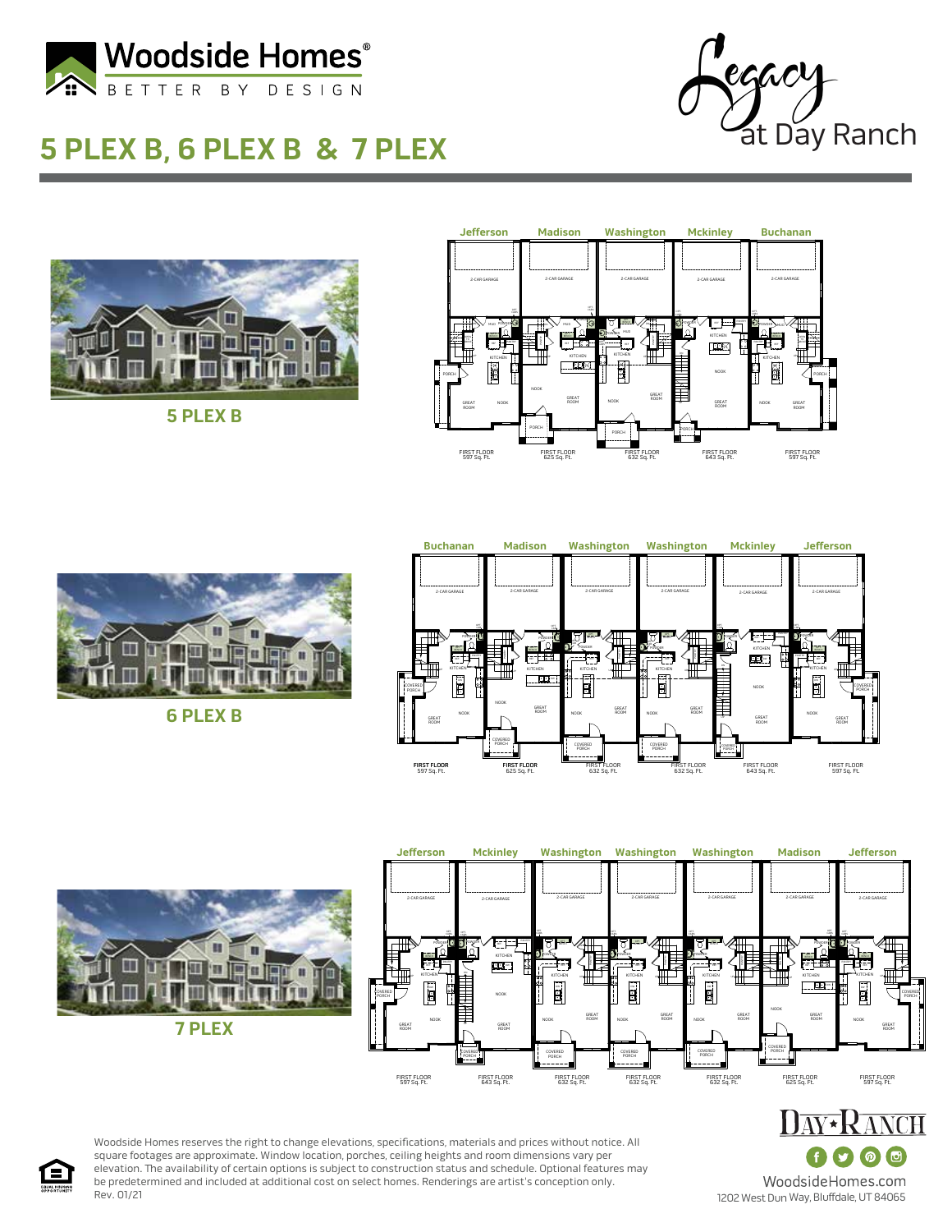Woodside Homes®

BETTER BY DESIGN

# 5 PLEX B, 6 PLEX B & 7 PLEX

Legacy at Day Ranch

## 5 PLEX B

Jefferson
Madison
Washington
Mckinley
Buchanan

FIRST FLOOR 597 Sq. Ft.
FIRST FLOOR 625 Sq. Ft.
FIRST FLOOR 632 Sq. Ft.
FIRST FLOOR 643 Sq. Ft.
FIRST FLOOR 597 Sq. Ft.

## 6 PLEX B

Buchanan
Madison
Washington
Washington
Mckinley
Jefferson

FIRST FLOOR 597 Sq. Ft.
FIRST FLOOR 625 Sq. Ft.
FIRST FLOOR 632 Sq. Ft.
FIRST FLOOR 632 Sq. Ft.
FIRST FLOOR 643 Sq. Ft.
FIRST FLOOR 597 Sq. Ft.

## 7 PLEX

Jefferson
Mckinley
Washington
Washington
Washington
Madison
Jefferson

FIRST FLOOR 597 Sq. Ft.
FIRST FLOOR 643 Sq. Ft.
FIRST FLOOR 632 Sq. Ft.
FIRST FLOOR 632 Sq. Ft.
FIRST FLOOR 632 Sq. Ft.
FIRST FLOOR 625 Sq. Ft.
FIRST FLOOR 597 Sq. Ft.

Woodside Homes reserves the right to change elevations, specifications, materials and prices without notice. All square footages are approximate. Window location, porches, ceiling heights and room dimensions vary per elevation. The availability of certain options is subject to construction status and schedule. Optional features may be predetermined and included at additional cost on select homes. Renderings are artist's conception only.
Rev. 01/21

DAY★RANCH

WoodsideHomes.com
1202 West Dun Way, Bluffdale, UT 84065